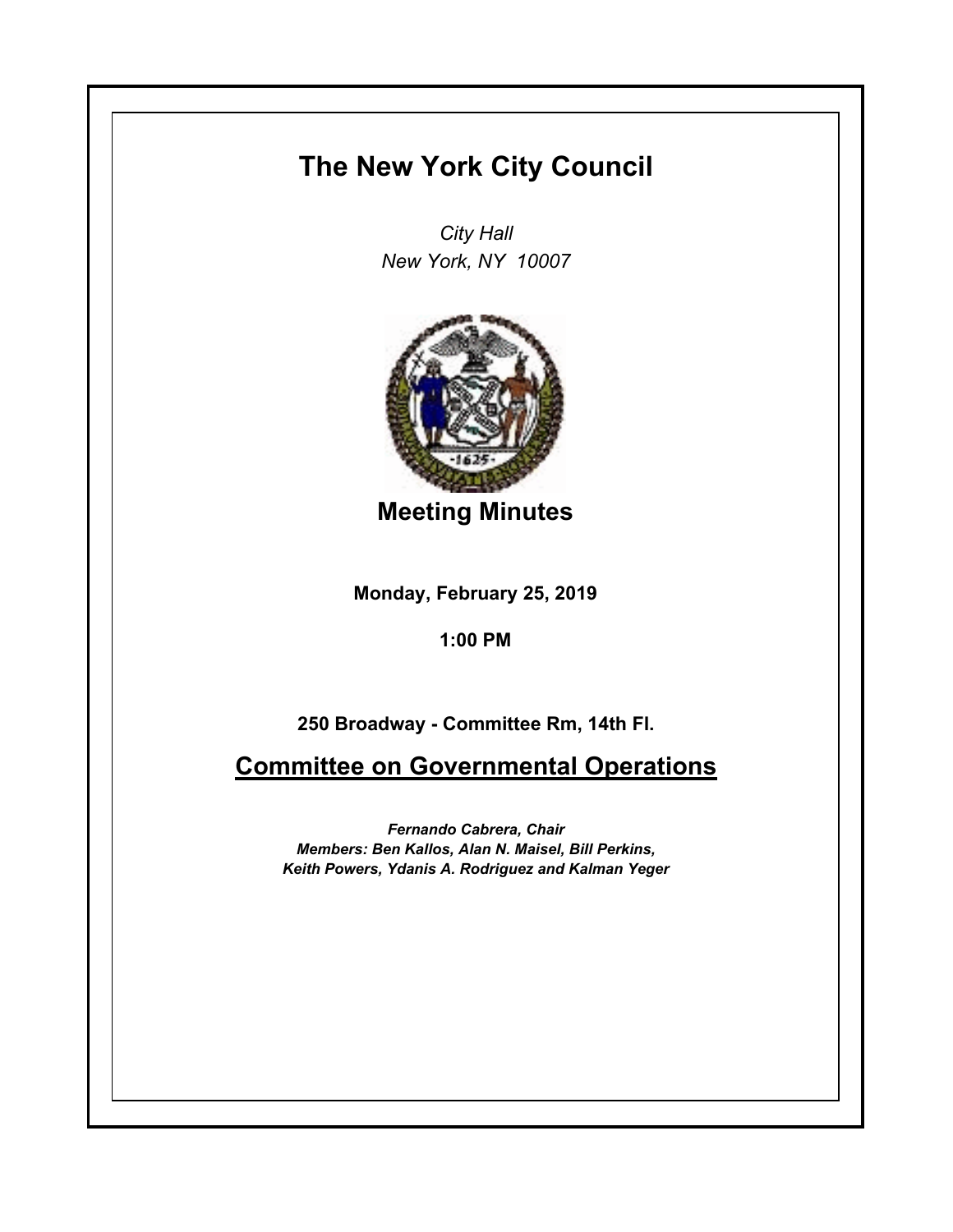# The New York City Council

*City Hall*
*New York, NY 10007*

## Meeting Minutes

**Monday, February 25, 2019**

**1:00 PM**

**250 Broadway - Committee Rm, 14th Fl.**

## Committee on Governmental Operations

***Fernando Cabrera, Chair***
***Members: Ben Kallos, Alan N. Maisel, Bill Perkins, Keith Powers, Ydanis A. Rodriguez and Kalman Yeger***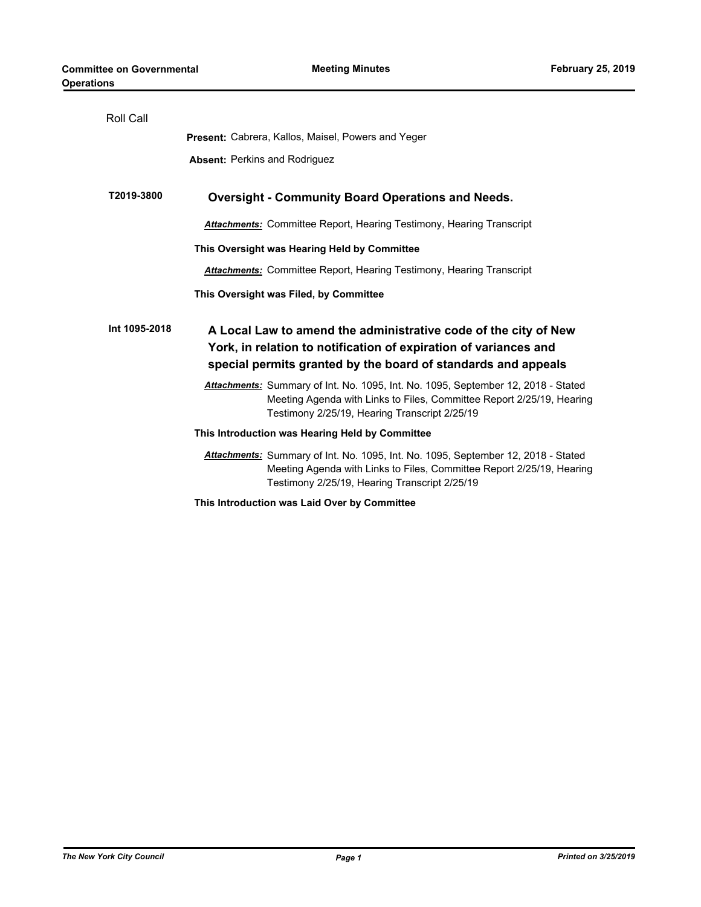Roll Call

**Present:** Cabrera, Kallos, Maisel, Powers and Yeger

**Absent:** Perkins and Rodriguez

**T2019-3800** **Oversight - Community Board Operations and Needs.**

***Attachments:*** Committee Report, Hearing Testimony, Hearing Transcript

**This Oversight was Hearing Held by Committee**

***Attachments:*** Committee Report, Hearing Testimony, Hearing Transcript

**This Oversight was Filed, by Committee**

**Int 1095-2018** **A Local Law to amend the administrative code of the city of New York, in relation to notification of expiration of variances and special permits granted by the board of standards and appeals**

***Attachments:*** Summary of Int. No. 1095, Int. No. 1095, September 12, 2018 - Stated Meeting Agenda with Links to Files, Committee Report 2/25/19, Hearing Testimony 2/25/19, Hearing Transcript 2/25/19

**This Introduction was Hearing Held by Committee**

***Attachments:*** Summary of Int. No. 1095, Int. No. 1095, September 12, 2018 - Stated Meeting Agenda with Links to Files, Committee Report 2/25/19, Hearing Testimony 2/25/19, Hearing Transcript 2/25/19

**This Introduction was Laid Over by Committee**